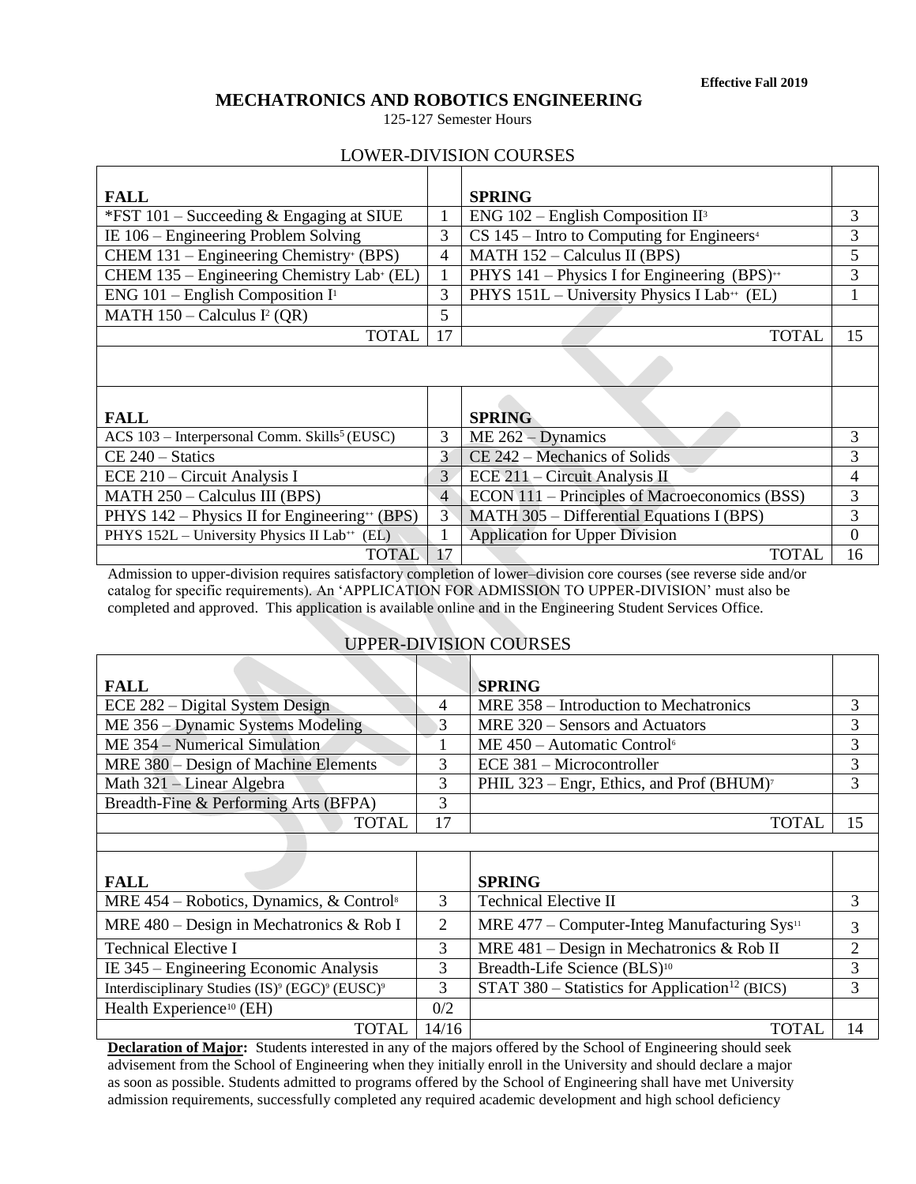**Effective Fall 2019**

# MECHATRONICS AND ROBOTICS ENGINEERING

125-127 Semester Hours

## LOWER-DIVISION COURSES

| FALL | | SPRING | |
|---|---|---|---|
| *FST 101 – Succeeding & Engaging at SIUE | 1 | ENG 102 – English Composition II[3] | 3 |
| IE 106 – Engineering Problem Solving | 3 | CS 145 – Intro to Computing for Engineers[4] | 3 |
| CHEM 131 – Engineering Chemistry[+] (BPS) | 4 | MATH 152 – Calculus II (BPS) | 5 |
| CHEM 135 – Engineering Chemistry Lab[+] (EL) | 1 | PHYS 141 – Physics I for Engineering (BPS)[++] | 3 |
| ENG 101 – English Composition I[1] | 3 | PHYS 151L – University Physics I Lab[++] (EL) | 1 |
| MATH 150 – Calculus I[2] (QR) | 5 | | |
| TOTAL | 17 | TOTAL | 15 |

| FALL | | SPRING | |
|---|---|---|---|
| ACS 103 – Interpersonal Comm. Skills[5] (EUSC) | 3 | ME 262 – Dynamics | 3 |
| CE 240 – Statics | 3 | CE 242 – Mechanics of Solids | 3 |
| ECE 210 – Circuit Analysis I | 3 | ECE 211 – Circuit Analysis II | 4 |
| MATH 250 – Calculus III (BPS) | 4 | ECON 111 – Principles of Macroeconomics (BSS) | 3 |
| PHYS 142 – Physics II for Engineering[++] (BPS) | 3 | MATH 305 – Differential Equations I (BPS) | 3 |
| PHYS 152L – University Physics II Lab[++] (EL) | 1 | Application for Upper Division | 0 |
| TOTAL | 17 | TOTAL | 16 |

Admission to upper-division requires satisfactory completion of lower–division core courses (see reverse side and/or catalog for specific requirements). An 'APPLICATION FOR ADMISSION TO UPPER-DIVISION' must also be completed and approved. This application is available online and in the Engineering Student Services Office.

## UPPER-DIVISION COURSES

| FALL | | SPRING | |
|---|---|---|---|
| ECE 282 – Digital System Design | 4 | MRE 358 – Introduction to Mechatronics | 3 |
| ME 356 – Dynamic Systems Modeling | 3 | MRE 320 – Sensors and Actuators | 3 |
| ME 354 – Numerical Simulation | 1 | ME 450 – Automatic Control[6] | 3 |
| MRE 380 – Design of Machine Elements | 3 | ECE 381 – Microcontroller | 3 |
| Math 321 – Linear Algebra | 3 | PHIL 323 – Engr, Ethics, and Prof (BHUM)[7] | 3 |
| Breadth-Fine & Performing Arts (BFPA) | 3 | | |
| TOTAL | 17 | TOTAL | 15 |

| FALL | | SPRING | |
|---|---|---|---|
| MRE 454 – Robotics, Dynamics, & Control[8] | 3 | Technical Elective II | 3 |
| MRE 480 – Design in Mechatronics & Rob I | 2 | MRE 477 – Computer-Integ Manufacturing Sys[11] | 3 |
| Technical Elective I | 3 | MRE 481 – Design in Mechatronics & Rob II | 2 |
| IE 345 – Engineering Economic Analysis | 3 | Breadth-Life Science (BLS)[10] | 3 |
| Interdisciplinary Studies (IS)[9] (EGC)[9] (EUSC)[9] | 3 | STAT 380 – Statistics for Application[12] (BICS) | 3 |
| Health Experience[10] (EH) | 0/2 | | |
| TOTAL | 14/16 | TOTAL | 14 |

**Declaration of Major:** Students interested in any of the majors offered by the School of Engineering should seek advisement from the School of Engineering when they initially enroll in the University and should declare a major as soon as possible. Students admitted to programs offered by the School of Engineering shall have met University admission requirements, successfully completed any required academic development and high school deficiency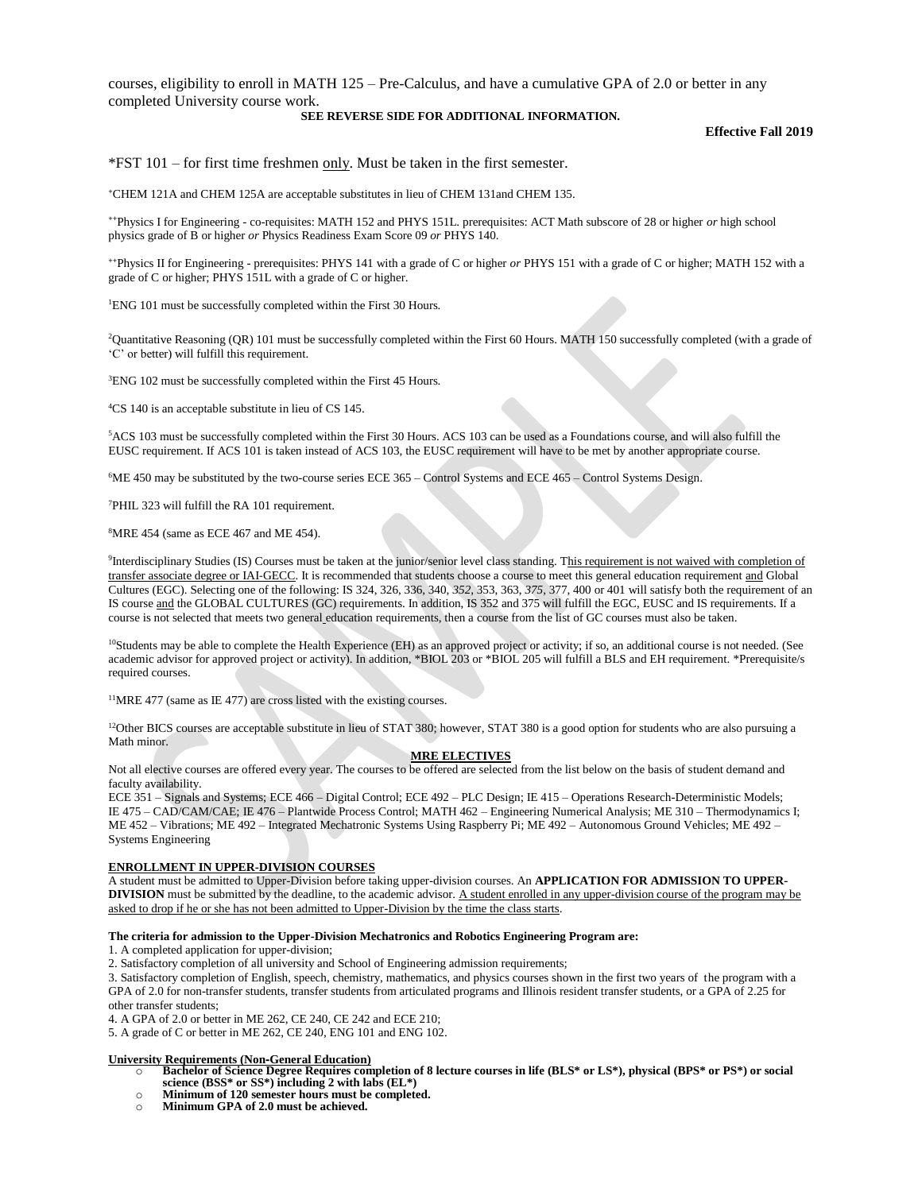courses, eligibility to enroll in MATH 125 – Pre-Calculus, and have a cumulative GPA of 2.0 or better in any completed University course work.

**SEE REVERSE SIDE FOR ADDITIONAL INFORMATION.**

**Effective Fall 2019**

*FST 101 – for first time freshmen only. Must be taken in the first semester.

[+]CHEM 121A and CHEM 125A are acceptable substitutes in lieu of CHEM 131and CHEM 135.

[++]Physics I for Engineering - co-requisites: MATH 152 and PHYS 151L. prerequisites: ACT Math subscore of 28 or higher *or* high school physics grade of B or higher *or* Physics Readiness Exam Score 09 *or* PHYS 140.

[++]Physics II for Engineering - prerequisites: PHYS 141 with a grade of C or higher *or* PHYS 151 with a grade of C or higher; MATH 152 with a grade of C or higher; PHYS 151L with a grade of C or higher.

[1]ENG 101 must be successfully completed within the First 30 Hours.

[2]Quantitative Reasoning (QR) 101 must be successfully completed within the First 60 Hours. MATH 150 successfully completed (with a grade of 'C' or better) will fulfill this requirement.

[3]ENG 102 must be successfully completed within the First 45 Hours.

[4]CS 140 is an acceptable substitute in lieu of CS 145.

[5]ACS 103 must be successfully completed within the First 30 Hours. ACS 103 can be used as a Foundations course, and will also fulfill the EUSC requirement. If ACS 101 is taken instead of ACS 103, the EUSC requirement will have to be met by another appropriate course.

[6]ME 450 may be substituted by the two-course series ECE 365 – Control Systems and ECE 465 – Control Systems Design.

[7]PHIL 323 will fulfill the RA 101 requirement.

[8]MRE 454 (same as ECE 467 and ME 454).

[9]Interdisciplinary Studies (IS) Courses must be taken at the junior/senior level class standing. This requirement is not waived with completion of transfer associate degree or IAI-GECC. It is recommended that students choose a course to meet this general education requirement and Global Cultures (EGC). Selecting one of the following: IS 324, 326, 336, 340, *352*, 353, 363, *375*, 377, 400 or 401 will satisfy both the requirement of an IS course and the GLOBAL CULTURES (GC) requirements. In addition, IS 352 and 375 will fulfill the EGC, EUSC and IS requirements. If a course is not selected that meets two general education requirements, then a course from the list of GC courses must also be taken.

[10]Students may be able to complete the Health Experience (EH) as an approved project or activity; if so, an additional course is not needed. (See academic advisor for approved project or activity). In addition, *BIOL 203 or *BIOL 205 will fulfill a BLS and EH requirement. *Prerequisite/s required courses.

[11]MRE 477 (same as IE 477) are cross listed with the existing courses.

[12]Other BICS courses are acceptable substitute in lieu of STAT 380; however, STAT 380 is a good option for students who are also pursuing a Math minor.

## MRE ELECTIVES

Not all elective courses are offered every year. The courses to be offered are selected from the list below on the basis of student demand and faculty availability.

ECE 351 – Signals and Systems; ECE 466 – Digital Control; ECE 492 – PLC Design; IE 415 – Operations Research-Deterministic Models; IE 475 – CAD/CAM/CAE; IE 476 – Plantwide Process Control; MATH 462 – Engineering Numerical Analysis; ME 310 – Thermodynamics I; ME 452 – Vibrations; ME 492 – Integrated Mechatronic Systems Using Raspberry Pi; ME 492 – Autonomous Ground Vehicles; ME 492 – Systems Engineering

## ENROLLMENT IN UPPER-DIVISION COURSES

A student must be admitted to Upper-Division before taking upper-division courses. An **APPLICATION FOR ADMISSION TO UPPER-DIVISION** must be submitted by the deadline, to the academic advisor. A student enrolled in any upper-division course of the program may be asked to drop if he or she has not been admitted to Upper-Division by the time the class starts.

**The criteria for admission to the Upper-Division Mechatronics and Robotics Engineering Program are:**

1. A completed application for upper-division;
2. Satisfactory completion of all university and School of Engineering admission requirements;
3. Satisfactory completion of English, speech, chemistry, mathematics, and physics courses shown in the first two years of the program with a GPA of 2.0 for non-transfer students, transfer students from articulated programs and Illinois resident transfer students, or a GPA of 2.25 for other transfer students;
4. A GPA of 2.0 or better in ME 262, CE 240, CE 242 and ECE 210;
5. A grade of C or better in ME 262, CE 240, ENG 101 and ENG 102.

## University Requirements (Non-General Education)

- **Bachelor of Science Degree Requires completion of 8 lecture courses in life (BLS* or LS*), physical (BPS* or PS*) or social science (BSS* or SS*) including 2 with labs (EL*)**
- **Minimum of 120 semester hours must be completed.**
- **Minimum GPA of 2.0 must be achieved.**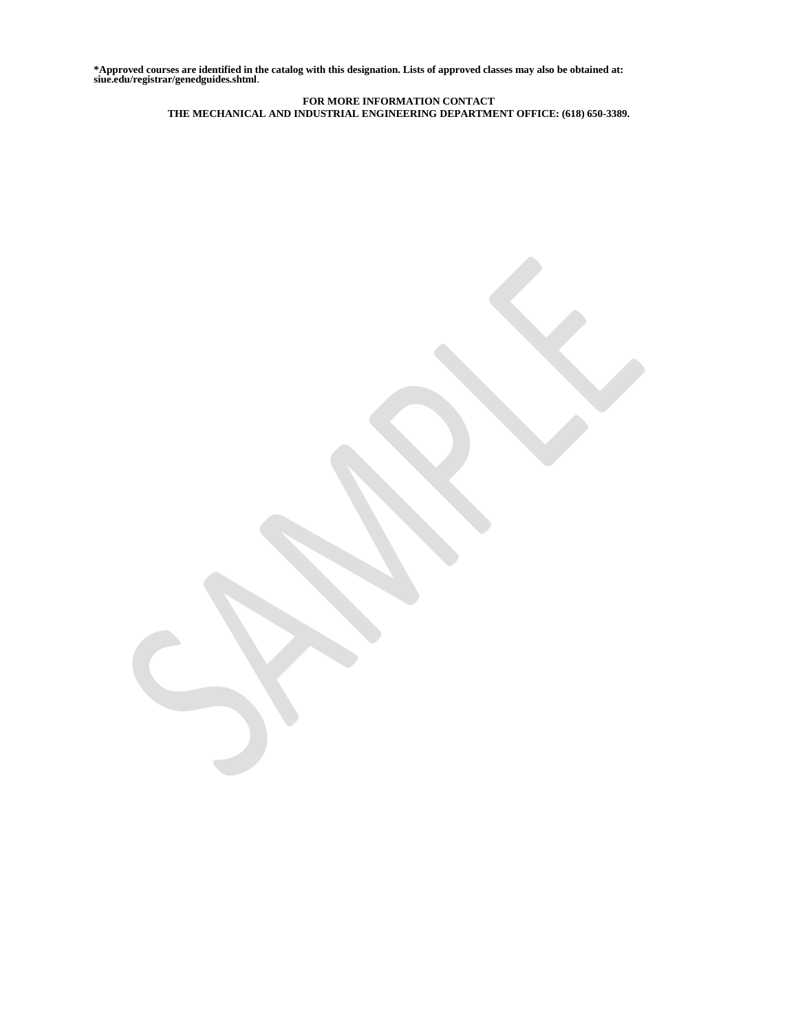**\*Approved courses are identified in the catalog with this designation. Lists of approved classes may also be obtained at: siue.edu/registrar/genedguides.shtml**.

**FOR MORE INFORMATION CONTACT**
**THE MECHANICAL AND INDUSTRIAL ENGINEERING DEPARTMENT OFFICE: (618) 650-3389.**